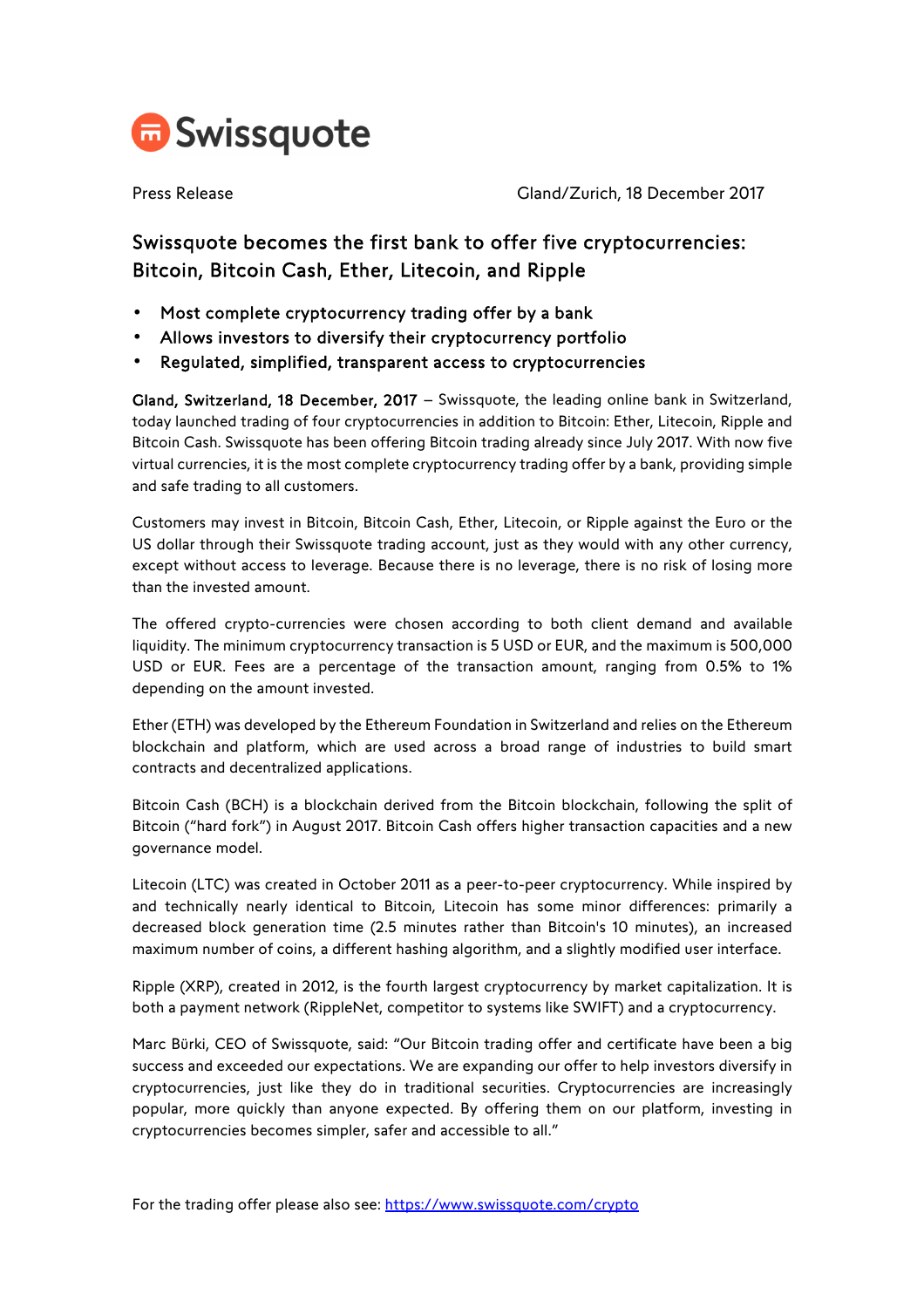Swissquote

Press Release

Gland/Zurich, 18 December 2017

# Swissquote becomes the first bank to offer five cryptocurrencies: Bitcoin, Bitcoin Cash, Ether, Litecoin, and Ripple

- Most complete cryptocurrency trading offer by a bank
- Allows investors to diversify their cryptocurrency portfolio
- Regulated, simplified, transparent access to cryptocurrencies

**Gland, Switzerland, 18 December, 2017** – Swissquote, the leading online bank in Switzerland, today launched trading of four cryptocurrencies in addition to Bitcoin: Ether, Litecoin, Ripple and Bitcoin Cash. Swissquote has been offering Bitcoin trading already since July 2017. With now five virtual currencies, it is the most complete cryptocurrency trading offer by a bank, providing simple and safe trading to all customers.

Customers may invest in Bitcoin, Bitcoin Cash, Ether, Litecoin, or Ripple against the Euro or the US dollar through their Swissquote trading account, just as they would with any other currency, except without access to leverage. Because there is no leverage, there is no risk of losing more than the invested amount.

The offered crypto-currencies were chosen according to both client demand and available liquidity. The minimum cryptocurrency transaction is 5 USD or EUR, and the maximum is 500,000 USD or EUR. Fees are a percentage of the transaction amount, ranging from 0.5% to 1% depending on the amount invested.

Ether (ETH) was developed by the Ethereum Foundation in Switzerland and relies on the Ethereum blockchain and platform, which are used across a broad range of industries to build smart contracts and decentralized applications.

Bitcoin Cash (BCH) is a blockchain derived from the Bitcoin blockchain, following the split of Bitcoin ("hard fork") in August 2017. Bitcoin Cash offers higher transaction capacities and a new governance model.

Litecoin (LTC) was created in October 2011 as a peer-to-peer cryptocurrency. While inspired by and technically nearly identical to Bitcoin, Litecoin has some minor differences: primarily a decreased block generation time (2.5 minutes rather than Bitcoin's 10 minutes), an increased maximum number of coins, a different hashing algorithm, and a slightly modified user interface.

Ripple (XRP), created in 2012, is the fourth largest cryptocurrency by market capitalization. It is both a payment network (RippleNet, competitor to systems like SWIFT) and a cryptocurrency.

Marc Bürki, CEO of Swissquote, said: "Our Bitcoin trading offer and certificate have been a big success and exceeded our expectations. We are expanding our offer to help investors diversify in cryptocurrencies, just like they do in traditional securities. Cryptocurrencies are increasingly popular, more quickly than anyone expected. By offering them on our platform, investing in cryptocurrencies becomes simpler, safer and accessible to all."

For the trading offer please also see: [https://www.swissquote.com/crypto](https://www.swissquote.com/crypto)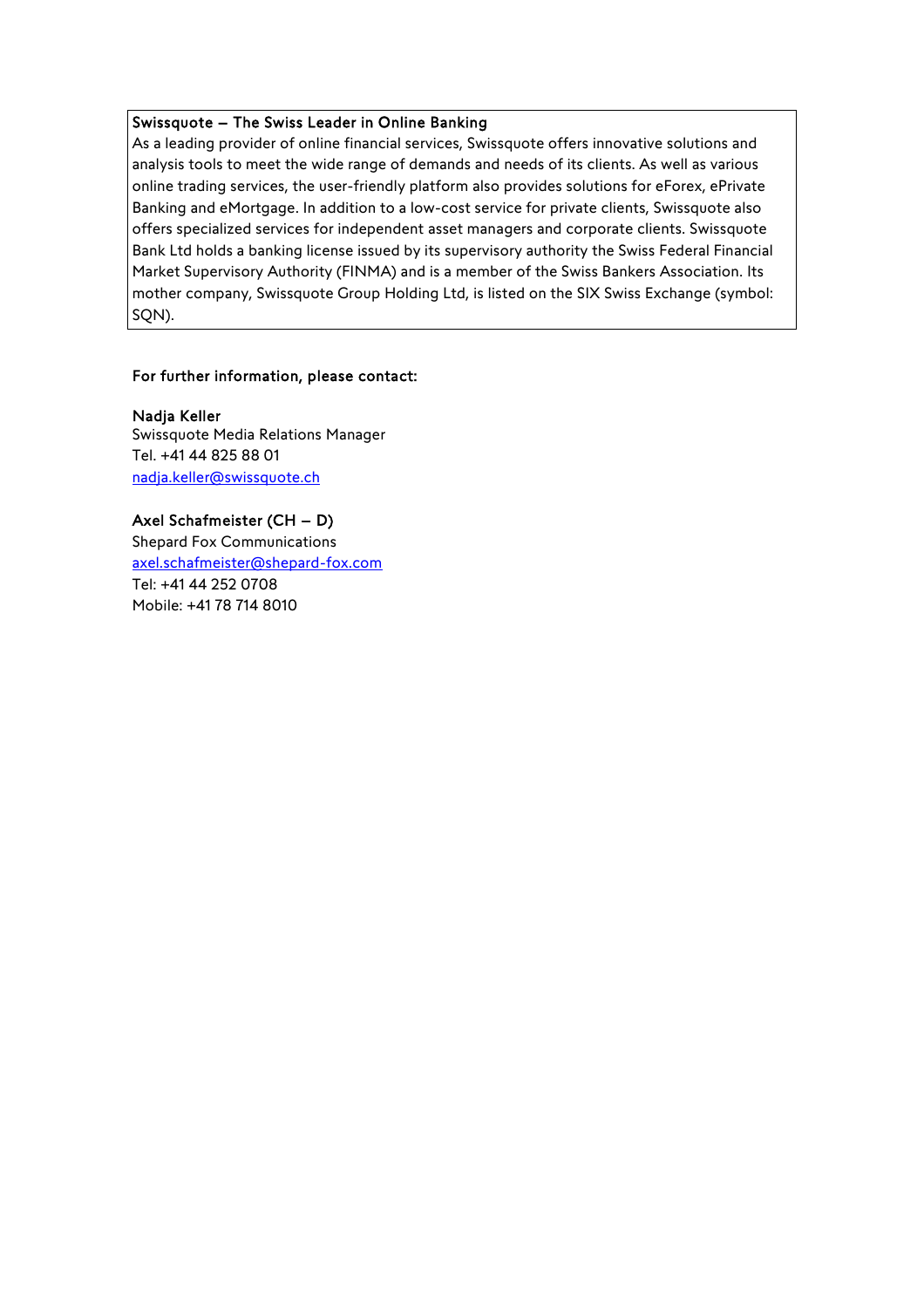**Swissquote – The Swiss Leader in Online Banking**

As a leading provider of online financial services, Swissquote offers innovative solutions and analysis tools to meet the wide range of demands and needs of its clients. As well as various online trading services, the user-friendly platform also provides solutions for eForex, ePrivate Banking and eMortgage. In addition to a low-cost service for private clients, Swissquote also offers specialized services for independent asset managers and corporate clients. Swissquote Bank Ltd holds a banking license issued by its supervisory authority the Swiss Federal Financial Market Supervisory Authority (FINMA) and is a member of the Swiss Bankers Association. Its mother company, Swissquote Group Holding Ltd, is listed on the SIX Swiss Exchange (symbol: SQN).

**For further information, please contact:**

**Nadja Keller**
Swissquote Media Relations Manager
Tel. +41 44 825 88 01
nadja.keller@swissquote.ch

**Axel Schafmeister (CH – D)**
Shepard Fox Communications
axel.schafmeister@shepard-fox.com
Tel: +41 44 252 0708
Mobile: +41 78 714 8010